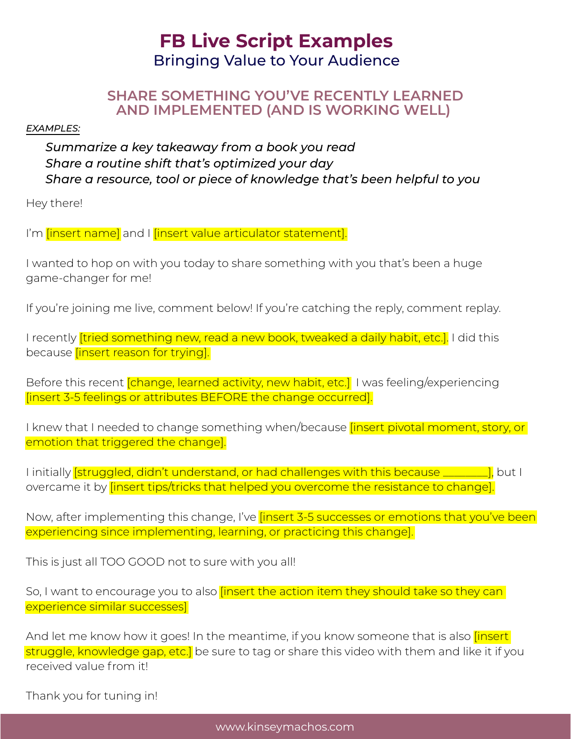# FB Live Script Examples

## Bringing Value to Your Audience

### SHARE SOMETHING YOU'VE RECENTLY LEARNED AND IMPLEMENTED (AND IS WORKING WELL)

*EXAMPLES:*

*Summarize a key takeaway from a book you read*
*Share a routine shift that's optimized your day*
*Share a resource, tool or piece of knowledge that's been helpful to you*

Hey there!

I'm [insert name] and I [insert value articulator statement].

I wanted to hop on with you today to share something with you that's been a huge game-changer for me!

If you're joining me live, comment below! If you're catching the reply, comment replay.

I recently [tried something new, read a new book, tweaked a daily habit, etc.]. I did this because [insert reason for trying].

Before this recent [change, learned activity, new habit, etc.] I was feeling/experiencing [insert 3-5 feelings or attributes BEFORE the change occurred].

I knew that I needed to change something when/because [insert pivotal moment, story, or emotion that triggered the change].

I initially [struggled, didn't understand, or had challenges with this because _______], but I overcame it by [insert tips/tricks that helped you overcome the resistance to change].

Now, after implementing this change, I've [insert 3-5 successes or emotions that you've been experiencing since implementing, learning, or practicing this change].

This is just all TOO GOOD not to sure with you all!

So, I want to encourage you to also [insert the action item they should take so they can experience similar successes]

And let me know how it goes! In the meantime, if you know someone that is also [insert struggle, knowledge gap, etc.] be sure to tag or share this video with them and like it if you received value from it!

Thank you for tuning in!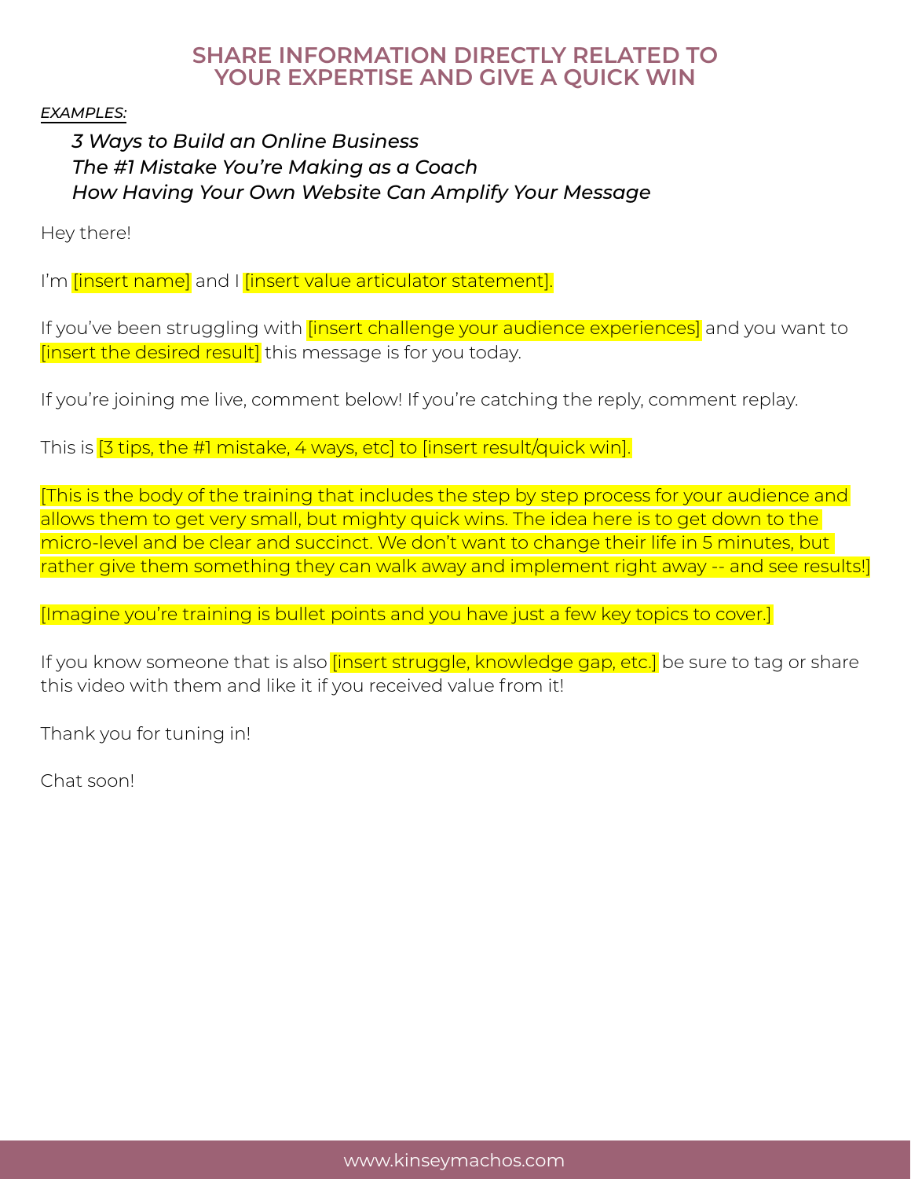## SHARE INFORMATION DIRECTLY RELATED TO YOUR EXPERTISE AND GIVE A QUICK WIN

*EXAMPLES:*

*3 Ways to Build an Online Business*
*The #1 Mistake You're Making as a Coach*
*How Having Your Own Website Can Amplify Your Message*

Hey there!

I'm [insert name] and I [insert value articulator statement].

If you've been struggling with [insert challenge your audience experiences] and you want to [insert the desired result] this message is for you today.

If you're joining me live, comment below! If you're catching the reply, comment replay.

This is [3 tips, the #1 mistake, 4 ways, etc] to [insert result/quick win].

[This is the body of the training that includes the step by step process for your audience and allows them to get very small, but mighty quick wins. The idea here is to get down to the micro-level and be clear and succinct. We don't want to change their life in 5 minutes, but rather give them something they can walk away and implement right away -- and see results!]

[Imagine you're training is bullet points and you have just a few key topics to cover.]

If you know someone that is also [insert struggle, knowledge gap, etc.] be sure to tag or share this video with them and like it if you received value from it!

Thank you for tuning in!

Chat soon!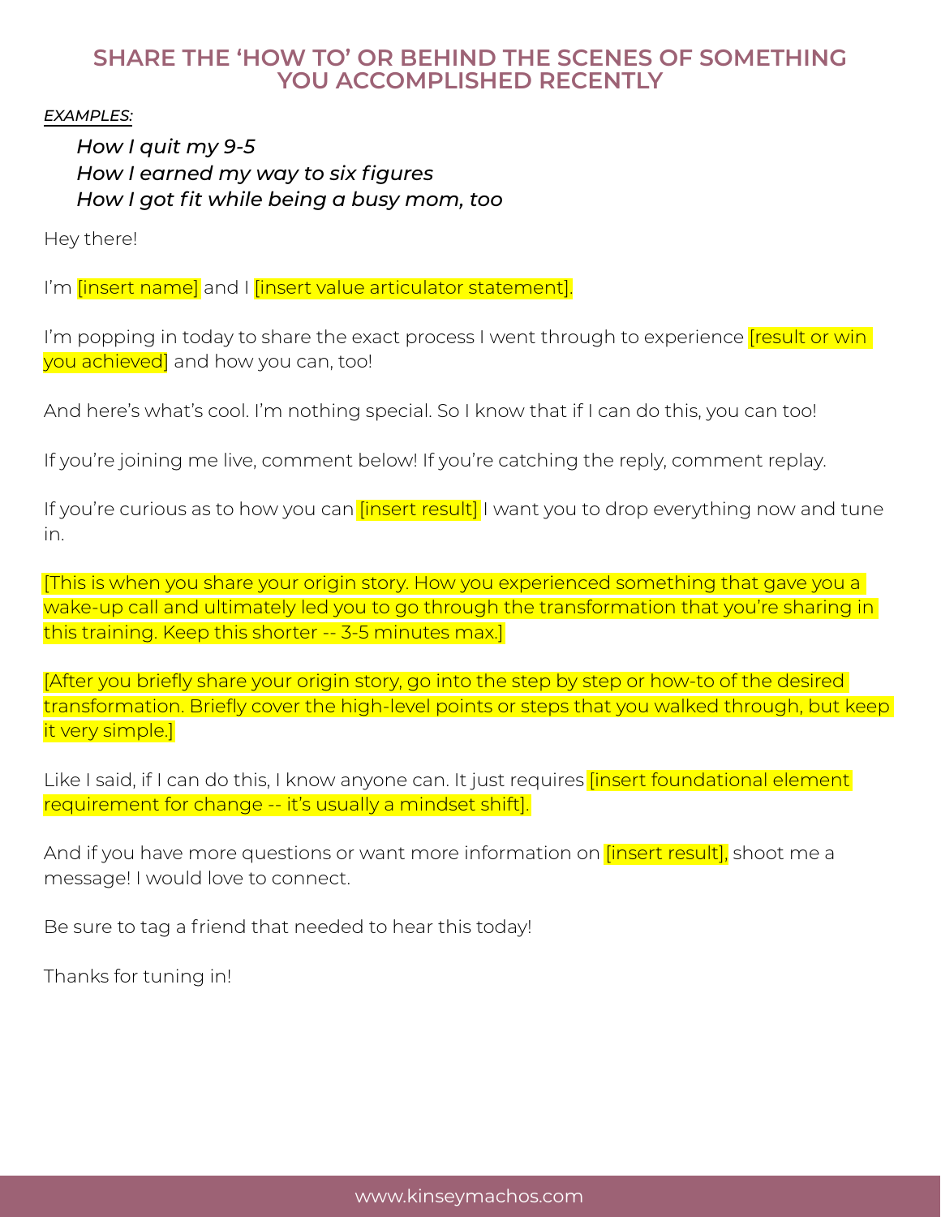## SHARE THE 'HOW TO' OR BEHIND THE SCENES OF SOMETHING YOU ACCOMPLISHED RECENTLY

*EXAMPLES:*

*How I quit my 9-5*
*How I earned my way to six figures*
*How I got fit while being a busy mom, too*

Hey there!

I'm [insert name] and I [insert value articulator statement].

I'm popping in today to share the exact process I went through to experience [result or win you achieved] and how you can, too!

And here's what's cool. I'm nothing special. So I know that if I can do this, you can too!

If you're joining me live, comment below! If you're catching the reply, comment replay.

If you're curious as to how you can [insert result] I want you to drop everything now and tune in.

[This is when you share your origin story. How you experienced something that gave you a wake-up call and ultimately led you to go through the transformation that you're sharing in this training. Keep this shorter -- 3-5 minutes max.]

[After you briefly share your origin story, go into the step by step or how-to of the desired transformation. Briefly cover the high-level points or steps that you walked through, but keep it very simple.]

Like I said, if I can do this, I know anyone can. It just requires [insert foundational element requirement for change -- it's usually a mindset shift].

And if you have more questions or want more information on [insert result], shoot me a message! I would love to connect.

Be sure to tag a friend that needed to hear this today!

Thanks for tuning in!